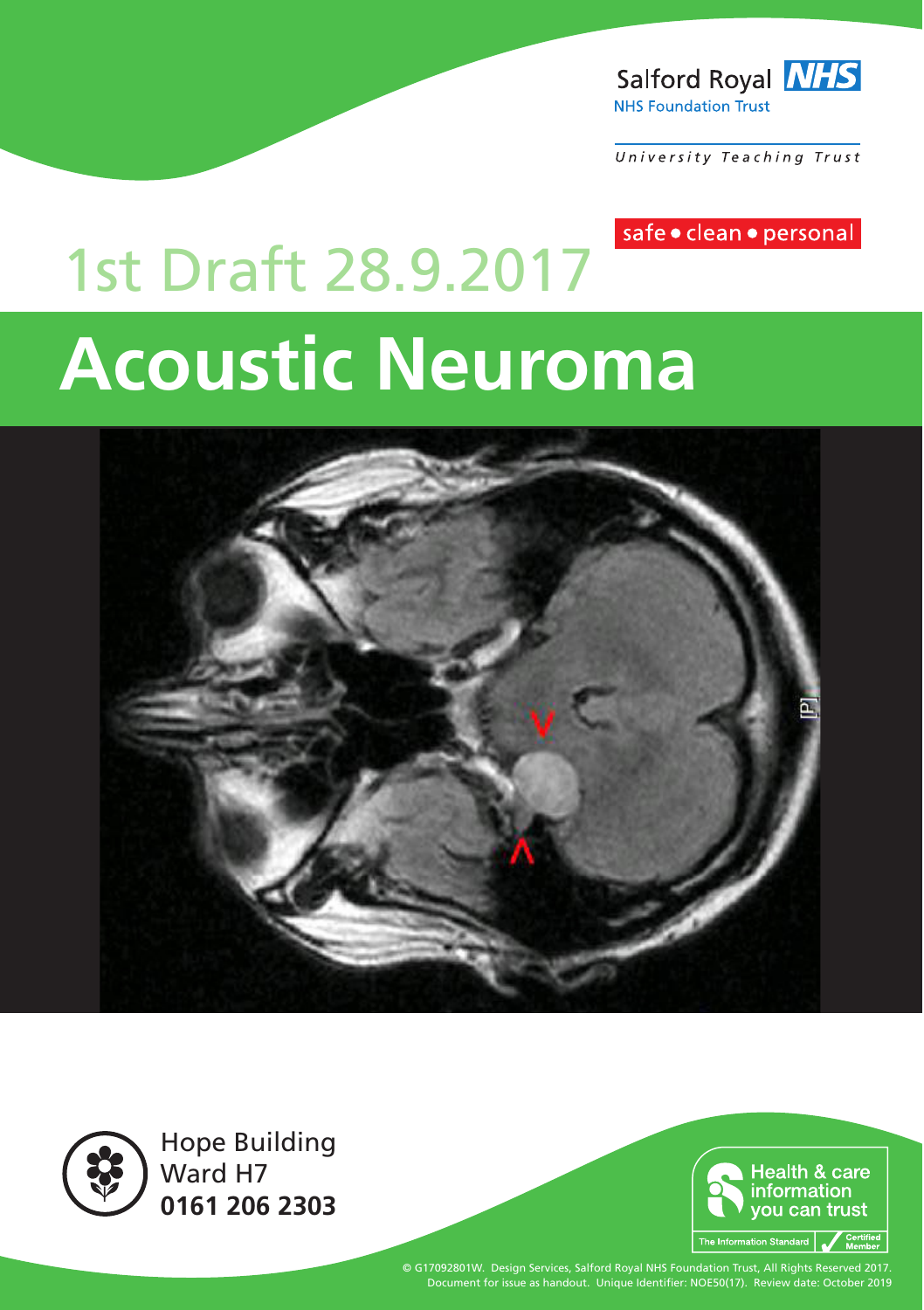Salford Royal NHS

NHS Foundation Trust

University Teaching Trust

safe • clean • personal

1st Draft 28.9.2017

# Acoustic Neuroma

Hope Building
Ward H7
**0161 206 2303**

Health & care information you can trust

The Information Standard — Certified Member

© G17092801W. Design Services, Salford Royal NHS Foundation Trust, All Rights Reserved 2017.
Document for issue as handout. Unique Identifier: NOE50(17). Review date: October 2019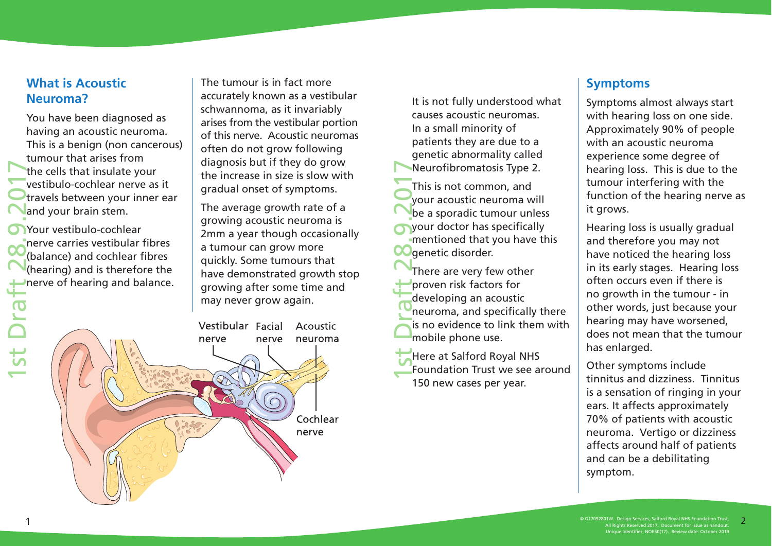## What is Acoustic Neuroma?

You have been diagnosed as having an acoustic neuroma. This is a benign (non cancerous) tumour that arises from the cells that insulate your vestibulo-cochlear nerve as it travels between your inner ear and your brain stem.

Your vestibulo-cochlear nerve carries vestibular fibres (balance) and cochlear fibres (hearing) and is therefore the nerve of hearing and balance.

The tumour is in fact more accurately known as a vestibular schwannoma, as it invariably arises from the vestibular portion of this nerve. Acoustic neuromas often do not grow following diagnosis but if they do grow the increase in size is slow with gradual onset of symptoms.

The average growth rate of a growing acoustic neuroma is 2mm a year though occasionally a tumour can grow more quickly. Some tumours that have demonstrated growth stop growing after some time and may never grow again.

Vestibular nerve — Facial nerve — Acoustic neuroma — Cochlear nerve

It is not fully understood what causes acoustic neuromas. In a small minority of patients they are due to a genetic abnormality called Neurofibromatosis Type 2.

This is not common, and your acoustic neuroma will be a sporadic tumour unless your doctor has specifically mentioned that you have this genetic disorder.

There are very few other proven risk factors for developing an acoustic neuroma, and specifically there is no evidence to link them with mobile phone use.

Here at Salford Royal NHS Foundation Trust we see around 150 new cases per year.

## Symptoms

Symptoms almost always start with hearing loss on one side. Approximately 90% of people with an acoustic neuroma experience some degree of hearing loss. This is due to the tumour interfering with the function of the hearing nerve as it grows.

Hearing loss is usually gradual and therefore you may not have noticed the hearing loss in its early stages. Hearing loss often occurs even if there is no growth in the tumour - in other words, just because your hearing may have worsened, does not mean that the tumour has enlarged.

Other symptoms include tinnitus and dizziness. Tinnitus is a sensation of ringing in your ears. It affects approximately 70% of patients with acoustic neuroma. Vertigo or dizziness affects around half of patients and can be a debilitating symptom.

© G17092801W. Design Services, Salford Royal NHS Foundation Trust, All Rights Reserved 2017. Document for issue as handout. Unique Identifier: NOE50(17). Review date: October 2019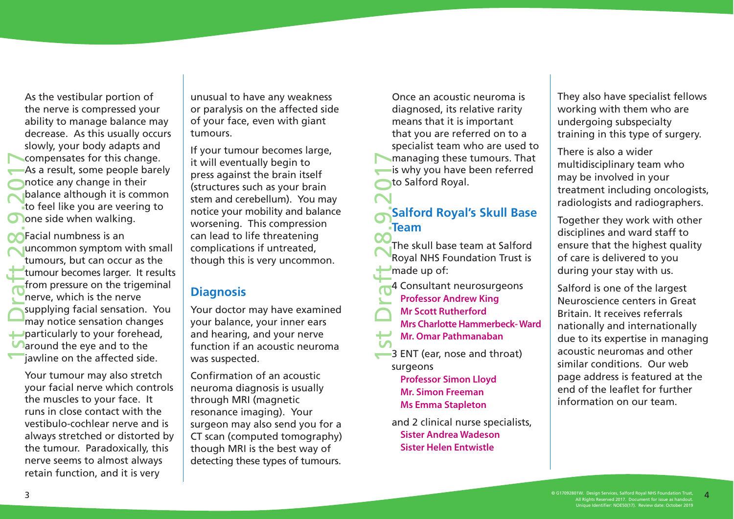As the vestibular portion of the nerve is compressed your ability to manage balance may decrease. As this usually occurs slowly, your body adapts and compensates for this change. As a result, some people barely notice any change in their balance although it is common to feel like you are veering to one side when walking.

Facial numbness is an uncommon symptom with small tumours, but can occur as the tumour becomes larger. It results from pressure on the trigeminal nerve, which is the nerve supplying facial sensation. You may notice sensation changes particularly to your forehead, around the eye and to the jawline on the affected side.

Your tumour may also stretch your facial nerve which controls the muscles to your face. It runs in close contact with the vestibulo-cochlear nerve and is always stretched or distorted by the tumour. Paradoxically, this nerve seems to almost always retain function, and it is very unusual to have any weakness or paralysis on the affected side of your face, even with giant tumours.

If your tumour becomes large, it will eventually begin to press against the brain itself (structures such as your brain stem and cerebellum). You may notice your mobility and balance worsening. This compression can lead to life threatening complications if untreated, though this is very uncommon.

## Diagnosis

Your doctor may have examined your balance, your inner ears and hearing, and your nerve function if an acoustic neuroma was suspected.

Confirmation of an acoustic neuroma diagnosis is usually through MRI (magnetic resonance imaging). Your surgeon may also send you for a CT scan (computed tomography) though MRI is the best way of detecting these types of tumours.

Once an acoustic neuroma is diagnosed, its relative rarity means that it is important that you are referred on to a specialist team who are used to managing these tumours. That is why you have been referred to Salford Royal.

## Salford Royal's Skull Base Team

The skull base team at Salford Royal NHS Foundation Trust is made up of:

4 Consultant neurosurgeons
- **Professor Andrew King**
- **Mr Scott Rutherford**
- **Mrs Charlotte Hammerbeck- Ward**
- **Mr. Omar Pathmanaban**

3 ENT (ear, nose and throat) surgeons
- **Professor Simon Lloyd**
- **Mr. Simon Freeman**
- **Ms Emma Stapleton**

and 2 clinical nurse specialists,
- **Sister Andrea Wadeson**
- **Sister Helen Entwistle**

They also have specialist fellows working with them who are undergoing subspecialty training in this type of surgery.

There is also a wider multidisciplinary team who may be involved in your treatment including oncologists, radiologists and radiographers.

Together they work with other disciplines and ward staff to ensure that the highest quality of care is delivered to you during your stay with us.

Salford is one of the largest Neuroscience centers in Great Britain. It receives referrals nationally and internationally due to its expertise in managing acoustic neuromas and other similar conditions. Our web page address is featured at the end of the leaflet for further information on our team.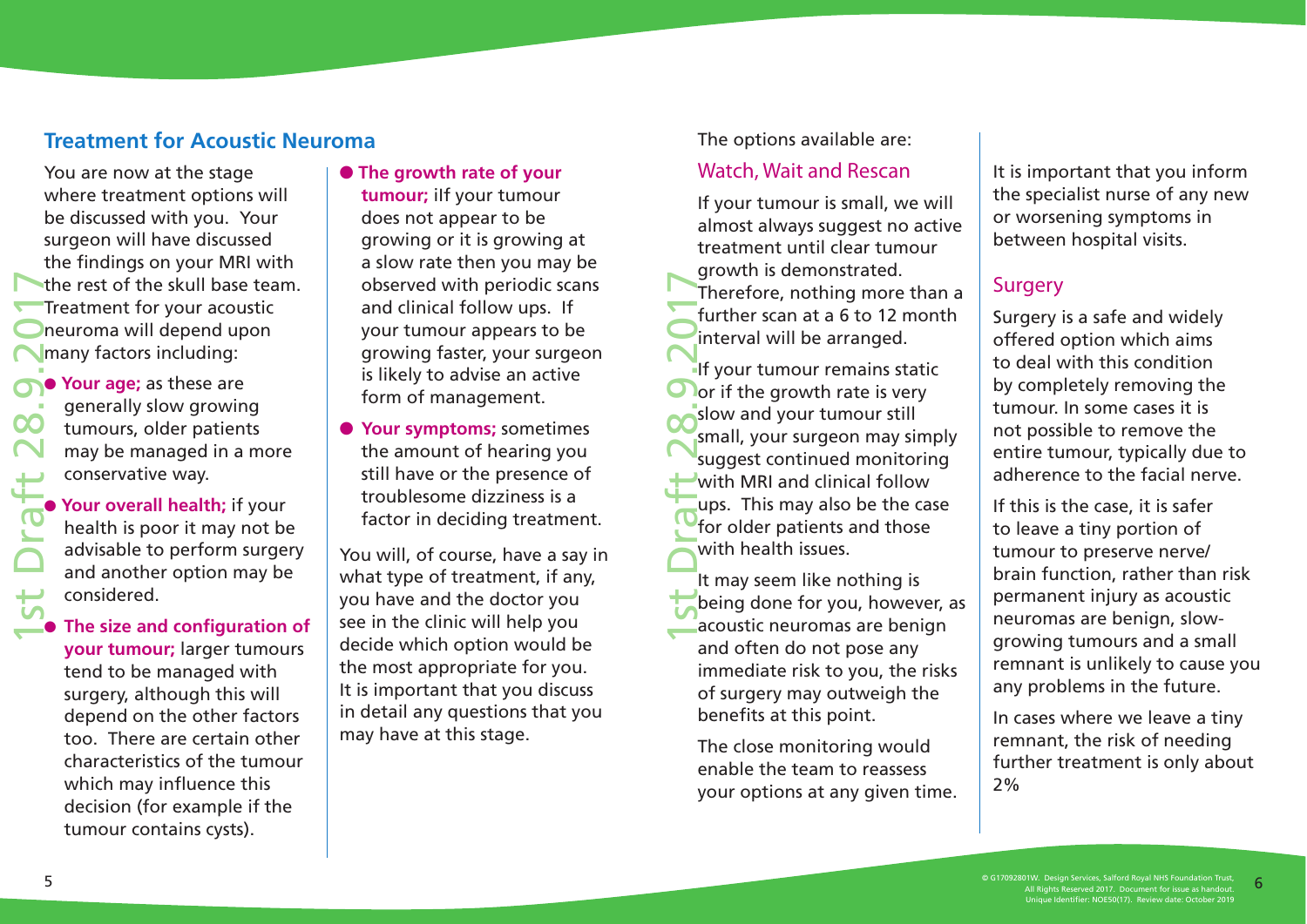## Treatment for Acoustic Neuroma

You are now at the stage where treatment options will be discussed with you. Your surgeon will have discussed the findings on your MRI with the rest of the skull base team. Treatment for your acoustic neuroma will depend upon many factors including:

- **Your age;** as these are generally slow growing tumours, older patients may be managed in a more conservative way.
- **Your overall health;** if your health is poor it may not be advisable to perform surgery and another option may be considered.
- **The size and configuration of your tumour;** larger tumours tend to be managed with surgery, although this will depend on the other factors too. There are certain other characteristics of the tumour which may influence this decision (for example if the tumour contains cysts).
- **The growth rate of your tumour;** iIf your tumour does not appear to be growing or it is growing at a slow rate then you may be observed with periodic scans and clinical follow ups. If your tumour appears to be growing faster, your surgeon is likely to advise an active form of management.
- **Your symptoms;** sometimes the amount of hearing you still have or the presence of troublesome dizziness is a factor in deciding treatment.

You will, of course, have a say in what type of treatment, if any, you have and the doctor you see in the clinic will help you decide which option would be the most appropriate for you. It is important that you discuss in detail any questions that you may have at this stage.

The options available are:

### Watch, Wait and Rescan

If your tumour is small, we will almost always suggest no active treatment until clear tumour growth is demonstrated. Therefore, nothing more than a further scan at a 6 to 12 month interval will be arranged.

If your tumour remains static or if the growth rate is very slow and your tumour still small, your surgeon may simply suggest continued monitoring with MRI and clinical follow ups. This may also be the case for older patients and those with health issues.

It may seem like nothing is being done for you, however, as acoustic neuromas are benign and often do not pose any immediate risk to you, the risks of surgery may outweigh the benefits at this point.

The close monitoring would enable the team to reassess your options at any given time.

It is important that you inform the specialist nurse of any new or worsening symptoms in between hospital visits.

### Surgery

Surgery is a safe and widely offered option which aims to deal with this condition by completely removing the tumour. In some cases it is not possible to remove the entire tumour, typically due to adherence to the facial nerve.

If this is the case, it is safer to leave a tiny portion of tumour to preserve nerve/brain function, rather than risk permanent injury as acoustic neuromas are benign, slow-growing tumours and a small remnant is unlikely to cause you any problems in the future.

In cases where we leave a tiny remnant, the risk of needing further treatment is only about 2%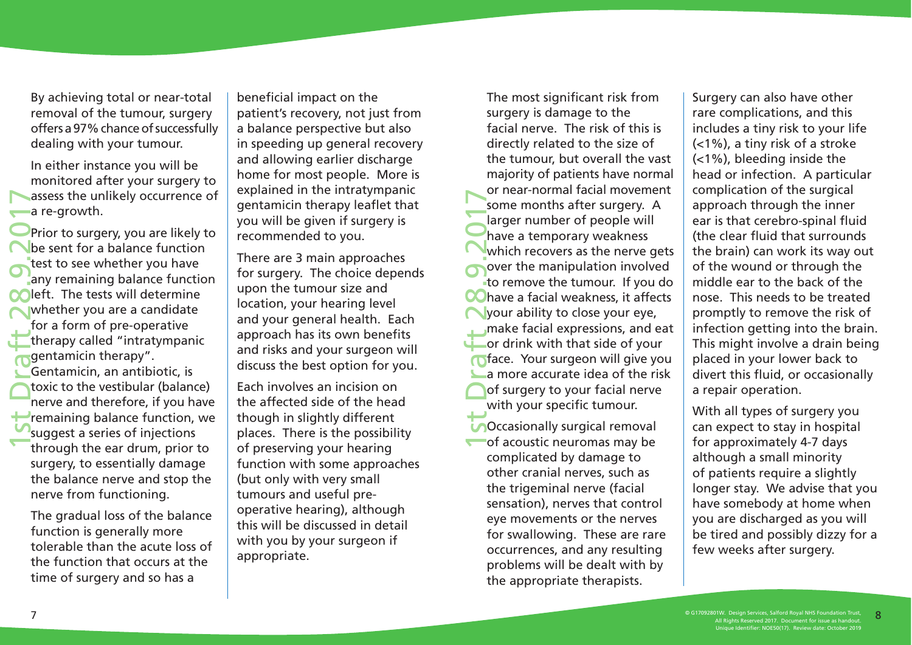By achieving total or near-total removal of the tumour, surgery offers a 97% chance of successfully dealing with your tumour.

In either instance you will be monitored after your surgery to assess the unlikely occurrence of a re-growth.

Prior to surgery, you are likely to be sent for a balance function test to see whether you have any remaining balance function left. The tests will determine whether you are a candidate for a form of pre-operative therapy called "intratympanic gentamicin therapy". Gentamicin, an antibiotic, is toxic to the vestibular (balance) nerve and therefore, if you have remaining balance function, we suggest a series of injections through the ear drum, prior to surgery, to essentially damage the balance nerve and stop the nerve from functioning.

The gradual loss of the balance function is generally more tolerable than the acute loss of the function that occurs at the time of surgery and so has a beneficial impact on the patient's recovery, not just from a balance perspective but also in speeding up general recovery and allowing earlier discharge home for most people. More is explained in the intratympanic gentamicin therapy leaflet that you will be given if surgery is recommended to you.

There are 3 main approaches for surgery. The choice depends upon the tumour size and location, your hearing level and your general health. Each approach has its own benefits and risks and your surgeon will discuss the best option for you.

Each involves an incision on the affected side of the head though in slightly different places. There is the possibility of preserving your hearing function with some approaches (but only with very small tumours and useful pre-operative hearing), although this will be discussed in detail with you by your surgeon if appropriate.

The most significant risk from surgery is damage to the facial nerve. The risk of this is directly related to the size of the tumour, but overall the vast majority of patients have normal or near-normal facial movement some months after surgery. A larger number of people will have a temporary weakness which recovers as the nerve gets over the manipulation involved to remove the tumour. If you do have a facial weakness, it affects your ability to close your eye, make facial expressions, and eat or drink with that side of your face. Your surgeon will give you a more accurate idea of the risk of surgery to your facial nerve with your specific tumour.

Occasionally surgical removal of acoustic neuromas may be complicated by damage to other cranial nerves, such as the trigeminal nerve (facial sensation), nerves that control eye movements or the nerves for swallowing. These are rare occurrences, and any resulting problems will be dealt with by the appropriate therapists.

Surgery can also have other rare complications, and this includes a tiny risk to your life (<1%), a tiny risk of a stroke (<1%), bleeding inside the head or infection. A particular complication of the surgical approach through the inner ear is that cerebro-spinal fluid (the clear fluid that surrounds the brain) can work its way out of the wound or through the middle ear to the back of the nose. This needs to be treated promptly to remove the risk of infection getting into the brain. This might involve a drain being placed in your lower back to divert this fluid, or occasionally a repair operation.

With all types of surgery you can expect to stay in hospital for approximately 4-7 days although a small minority of patients require a slightly longer stay. We advise that you have somebody at home when you are discharged as you will be tired and possibly dizzy for a few weeks after surgery.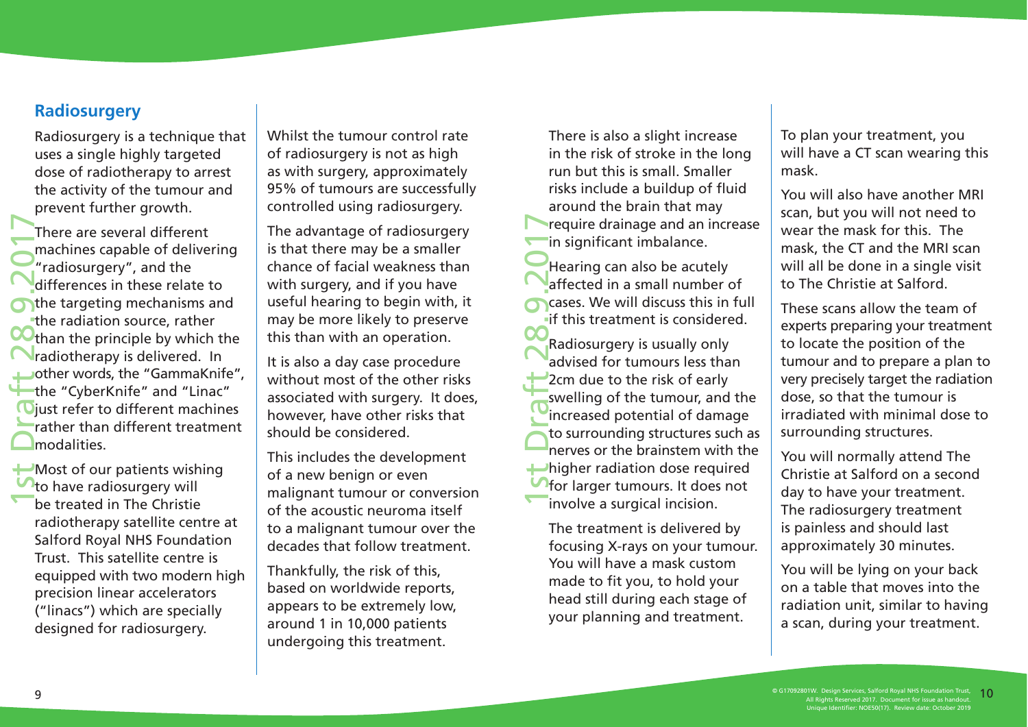## Radiosurgery

Radiosurgery is a technique that uses a single highly targeted dose of radiotherapy to arrest the activity of the tumour and prevent further growth.

There are several different machines capable of delivering "radiosurgery", and the differences in these relate to the targeting mechanisms and the radiation source, rather than the principle by which the radiotherapy is delivered. In other words, the "GammaKnife", the "CyberKnife" and "Linac" just refer to different machines rather than different treatment modalities.

Most of our patients wishing to have radiosurgery will be treated in The Christie radiotherapy satellite centre at Salford Royal NHS Foundation Trust. This satellite centre is equipped with two modern high precision linear accelerators ("linacs") which are specially designed for radiosurgery.

Whilst the tumour control rate of radiosurgery is not as high as with surgery, approximately 95% of tumours are successfully controlled using radiosurgery.

The advantage of radiosurgery is that there may be a smaller chance of facial weakness than with surgery, and if you have useful hearing to begin with, it may be more likely to preserve this than with an operation.

It is also a day case procedure without most of the other risks associated with surgery. It does, however, have other risks that should be considered.

This includes the development of a new benign or even malignant tumour or conversion of the acoustic neuroma itself to a malignant tumour over the decades that follow treatment.

Thankfully, the risk of this, based on worldwide reports, appears to be extremely low, around 1 in 10,000 patients undergoing this treatment.

There is also a slight increase in the risk of stroke in the long run but this is small. Smaller risks include a buildup of fluid around the brain that may require drainage and an increase in significant imbalance.

Hearing can also be acutely affected in a small number of cases. We will discuss this in full if this treatment is considered.

Radiosurgery is usually only advised for tumours less than 2cm due to the risk of early swelling of the tumour, and the increased potential of damage to surrounding structures such as nerves or the brainstem with the higher radiation dose required for larger tumours. It does not involve a surgical incision.

The treatment is delivered by focusing X-rays on your tumour. You will have a mask custom made to fit you, to hold your head still during each stage of your planning and treatment.

To plan your treatment, you will have a CT scan wearing this mask.

You will also have another MRI scan, but you will not need to wear the mask for this. The mask, the CT and the MRI scan will all be done in a single visit to The Christie at Salford.

These scans allow the team of experts preparing your treatment to locate the position of the tumour and to prepare a plan to very precisely target the radiation dose, so that the tumour is irradiated with minimal dose to surrounding structures.

You will normally attend The Christie at Salford on a second day to have your treatment. The radiosurgery treatment is painless and should last approximately 30 minutes.

You will be lying on your back on a table that moves into the radiation unit, similar to having a scan, during your treatment.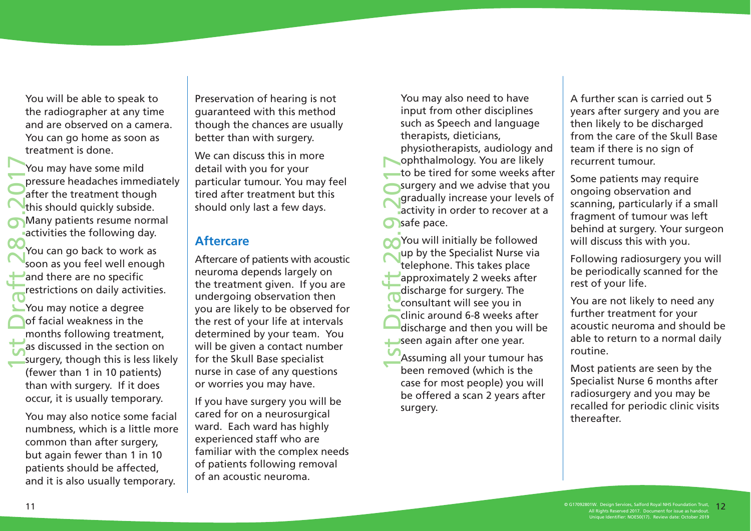You will be able to speak to the radiographer at any time and are observed on a camera. You can go home as soon as treatment is done.

You may have some mild pressure headaches immediately after the treatment though this should quickly subside. Many patients resume normal activities the following day.

You can go back to work as soon as you feel well enough and there are no specific restrictions on daily activities.

You may notice a degree of facial weakness in the months following treatment, as discussed in the section on surgery, though this is less likely (fewer than 1 in 10 patients) than with surgery. If it does occur, it is usually temporary.

You may also notice some facial numbness, which is a little more common than after surgery, but again fewer than 1 in 10 patients should be affected, and it is also usually temporary.

Preservation of hearing is not guaranteed with this method though the chances are usually better than with surgery.

We can discuss this in more detail with you for your particular tumour. You may feel tired after treatment but this should only last a few days.

## Aftercare

Aftercare of patients with acoustic neuroma depends largely on the treatment given. If you are undergoing observation then you are likely to be observed for the rest of your life at intervals determined by your team. You will be given a contact number for the Skull Base specialist nurse in case of any questions or worries you may have.

If you have surgery you will be cared for on a neurosurgical ward. Each ward has highly experienced staff who are familiar with the complex needs of patients following removal of an acoustic neuroma.

You may also need to have input from other disciplines such as Speech and language therapists, dieticians, physiotherapists, audiology and ophthalmology. You are likely to be tired for some weeks after surgery and we advise that you gradually increase your levels of activity in order to recover at a safe pace.

You will initially be followed up by the Specialist Nurse via telephone. This takes place approximately 2 weeks after discharge for surgery. The consultant will see you in clinic around 6-8 weeks after discharge and then you will be seen again after one year.

Assuming all your tumour has been removed (which is the case for most people) you will be offered a scan 2 years after surgery.

A further scan is carried out 5 years after surgery and you are then likely to be discharged from the care of the Skull Base team if there is no sign of recurrent tumour.

Some patients may require ongoing observation and scanning, particularly if a small fragment of tumour was left behind at surgery. Your surgeon will discuss this with you.

Following radiosurgery you will be periodically scanned for the rest of your life.

You are not likely to need any further treatment for your acoustic neuroma and should be able to return to a normal daily routine.

Most patients are seen by the Specialist Nurse 6 months after radiosurgery and you may be recalled for periodic clinic visits thereafter.

© G17092801W. Design Services, Salford Royal NHS Foundation Trust, All Rights Reserved 2017. Document for issue as handout. Unique Identifier: NOE50(17). Review date: October 2019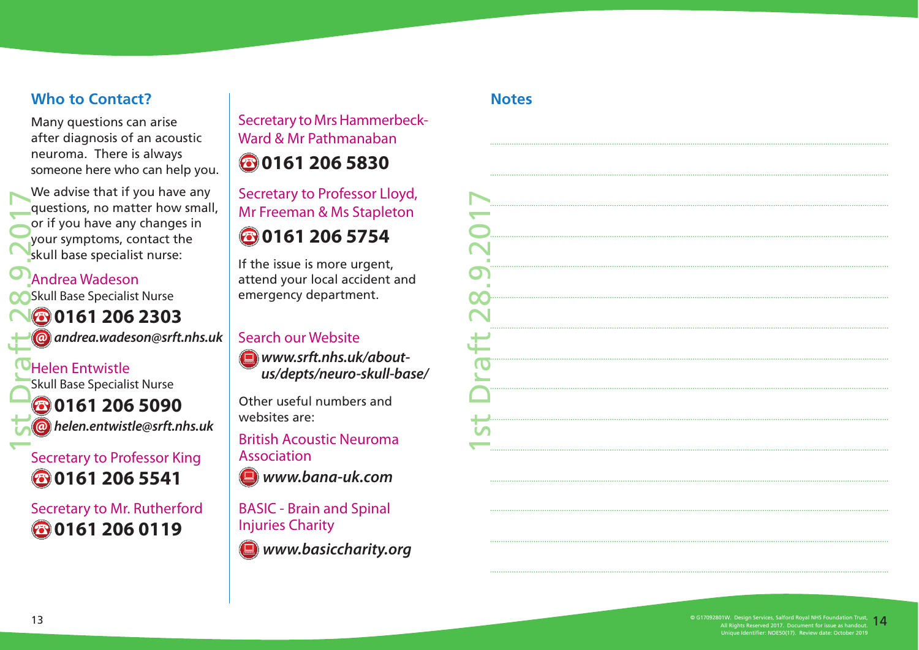## Who to Contact?

Many questions can arise after diagnosis of an acoustic neuroma. There is always someone here who can help you.

We advise that if you have any questions, no matter how small, or if you have any changes in your symptoms, contact the skull base specialist nurse:

Andrea Wadeson
Skull Base Specialist Nurse
**0161 206 2303**
***andrea.wadeson@srft.nhs.uk***

Helen Entwistle
Skull Base Specialist Nurse
**0161 206 5090**
***helen.entwistle@srft.nhs.uk***

Secretary to Professor King
**0161 206 5541**

Secretary to Mr. Rutherford
**0161 206 0119**

Secretary to Mrs Hammerbeck-Ward & Mr Pathmanaban
**0161 206 5830**

Secretary to Professor Lloyd, Mr Freeman & Ms Stapleton
**0161 206 5754**

If the issue is more urgent, attend your local accident and emergency department.

Search our Website
***www.srft.nhs.uk/about-us/depts/neuro-skull-base/***

Other useful numbers and websites are:

British Acoustic Neuroma Association
***www.bana-uk.com***

BASIC - Brain and Spinal Injuries Charity
***www.basiccharity.org***

## Notes

1st Draft 28.9.2017

© G17092801W. Design Services, Salford Royal NHS Foundation Trust, All Rights Reserved 2017. Document for issue as handout. Unique Identifier: NOE50(17). Review date: October 2019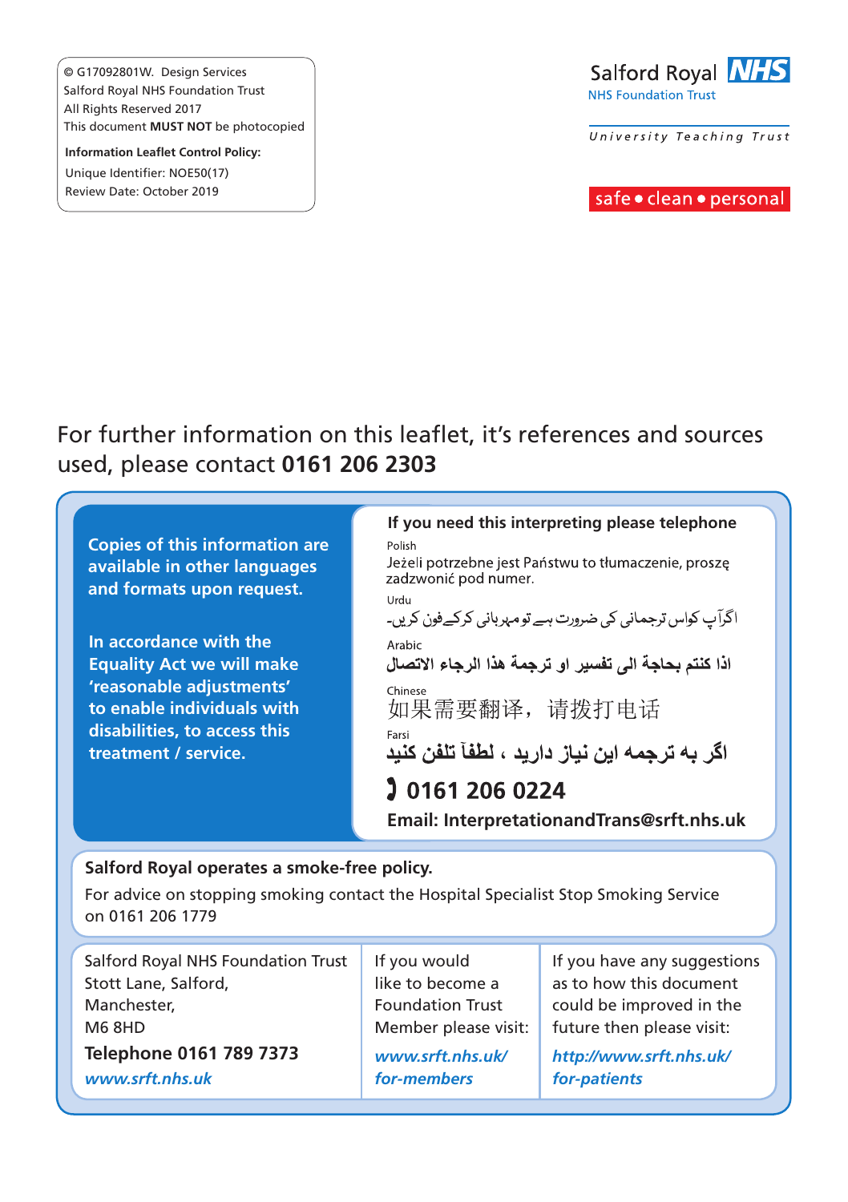© G17092801W. Design Services
Salford Royal NHS Foundation Trust
All Rights Reserved 2017
This document **MUST NOT** be photocopied

**Information Leaflet Control Policy:**
Unique Identifier: NOE50(17)
Review Date: October 2019

Salford Royal NHS
NHS Foundation Trust

University Teaching Trust

safe • clean • personal

For further information on this leaflet, it's references and sources used, please contact **0161 206 2303**

**Copies of this information are available in other languages and formats upon request.**

**In accordance with the Equality Act we will make 'reasonable adjustments' to enable individuals with disabilities, to access this treatment / service.**

**If you need this interpreting please telephone**

Polish
Jeżeli potrzebne jest Państwu to tłumaczenie, proszę zadzwonić pod numer.

Urdu
اگرآپ کواس ترجمانی کی ضرورت ہے تومہربانی کرکےفون کریں۔

Arabic
**اذا كنتم بحاجة الى تفسير او ترجمة هذا الرجاء الاتصال**

Chinese
如果需要翻译，请拨打电话

Farsi
**اگر به ترجمه این نیاز دارید ، لطفاً تلفن کنید**

**0161 206 0224**

**Email: InterpretationandTrans@srft.nhs.uk**

**Salford Royal operates a smoke-free policy.**
For advice on stopping smoking contact the Hospital Specialist Stop Smoking Service on 0161 206 1779

Salford Royal NHS Foundation Trust
Stott Lane, Salford,
Manchester,
M6 8HD
**Telephone 0161 789 7373**
***www.srft.nhs.uk***

If you would like to become a Foundation Trust Member please visit:
***www.srft.nhs.uk/for-members***

If you have any suggestions as to how this document could be improved in the future then please visit:
***http://www.srft.nhs.uk/for-patients***